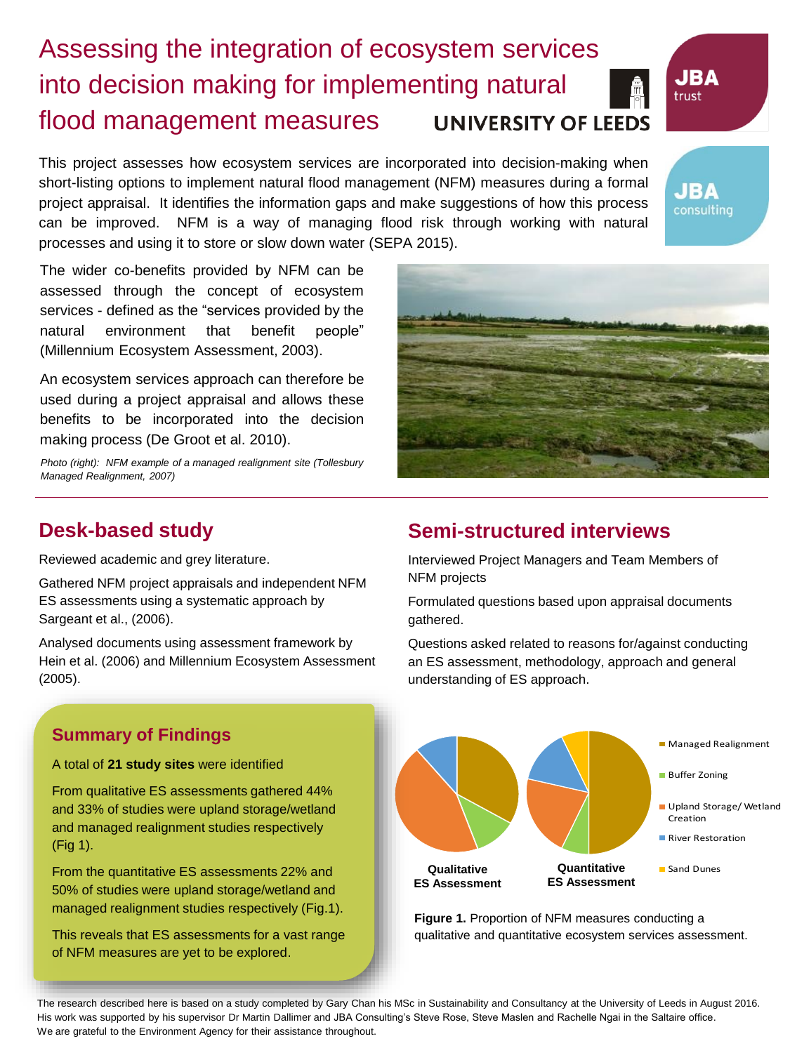# Assessing the integration of ecosystem services into decision making for implementing natural flood management measures

UNIVERSITY OF LEEDS

JBA trust

JBA consulting

This project assesses how ecosystem services are incorporated into decision-making when short-listing options to implement natural flood management (NFM) measures during a formal project appraisal. It identifies the information gaps and make suggestions of how this process can be improved. NFM is a way of managing flood risk through working with natural processes and using it to store or slow down water (SEPA 2015).

The wider co-benefits provided by NFM can be assessed through the concept of ecosystem services - defined as the "services provided by the natural environment that benefit people" (Millennium Ecosystem Assessment, 2003).

An ecosystem services approach can therefore be used during a project appraisal and allows these benefits to be incorporated into the decision making process (De Groot et al. 2010).

*Photo (right): NFM example of a managed realignment site (Tollesbury Managed Realignment, 2007)*

## Desk-based study

Reviewed academic and grey literature.

Gathered NFM project appraisals and independent NFM ES assessments using a systematic approach by Sargeant et al., (2006).

Analysed documents using assessment framework by Hein et al. (2006) and Millennium Ecosystem Assessment (2005).

## Semi-structured interviews

Interviewed Project Managers and Team Members of NFM projects

Formulated questions based upon appraisal documents gathered.

Questions asked related to reasons for/against conducting an ES assessment, methodology, approach and general understanding of ES approach.

### Summary of Findings

A total of **21 study sites** were identified

From qualitative ES assessments gathered 44% and 33% of studies were upland storage/wetland and managed realignment studies respectively (Fig 1).

From the quantitative ES assessments 22% and 50% of studies were upland storage/wetland and managed realignment studies respectively (Fig.1).

This reveals that ES assessments for a vast range of NFM measures are yet to be explored.

Legend: Managed Realignment; Buffer Zoning; Upland Storage/ Wetland Creation; River Restoration; Sand Dunes

**Qualitative ES Assessment** | **Quantitative ES Assessment**

**Figure 1.** Proportion of NFM measures conducting a qualitative and quantitative ecosystem services assessment.

The research described here is based on a study completed by Gary Chan his MSc in Sustainability and Consultancy at the University of Leeds in August 2016. His work was supported by his supervisor Dr Martin Dallimer and JBA Consulting's Steve Rose, Steve Maslen and Rachelle Ngai in the Saltaire office. We are grateful to the Environment Agency for their assistance throughout.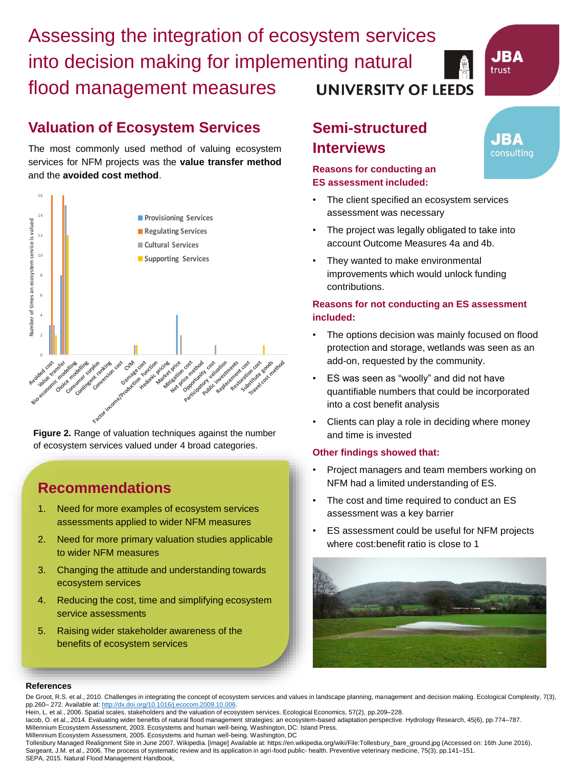# Assessing the integration of ecosystem services into decision making for implementing natural flood management measures

UNIVERSITY OF LEEDS

JBA trust

JBA consulting

## Valuation of Ecosystem Services

The most commonly used method of valuing ecosystem services for NFM projects was the **value transfer method** and the **avoided cost method**.

Number of times an ecosystem service is valued

0
2
4
6
8
10
12
14
16

Provisioning Services
Regulating Services
Cultural Services
Supporting Services

Avoided cost
Value transfer
Bio-economic modelling
Choice modelling
Consumer surplus
Contingent ranking
Conversion cost
CVM
Damage cost
Factor Income/Production function
Hedonic pricing
Market price
Mitigation cost
Net price method
Opportunity cost
Participatory valuation
Public investments
Replacement cost
Restoration cost
Substitute goods
Travel cost method

**Figure 2.** Range of valuation techniques against the number of ecosystem services valued under 4 broad categories.

## Recommendations

1. Need for more examples of ecosystem services assessments applied to wider NFM measures
2. Need for more primary valuation studies applicable to wider NFM measures
3. Changing the attitude and understanding towards ecosystem services
4. Reducing the cost, time and simplifying ecosystem service assessments
5. Raising wider stakeholder awareness of the benefits of ecosystem services

## Semi-structured Interviews

### Reasons for conducting an ES assessment included:

- The client specified an ecosystem services assessment was necessary
- The project was legally obligated to take into account Outcome Measures 4a and 4b.
- They wanted to make environmental improvements which would unlock funding contributions.

### Reasons for not conducting an ES assessment included:

- The options decision was mainly focused on flood protection and storage, wetlands was seen as an add-on, requested by the community.
- ES was seen as "woolly" and did not have quantifiable numbers that could be incorporated into a cost benefit analysis
- Clients can play a role in deciding where money and time is invested

### Other findings showed that:

- Project managers and team members working on NFM had a limited understanding of ES.
- The cost and time required to conduct an ES assessment was a key barrier
- ES assessment could be useful for NFM projects where cost:benefit ratio is close to 1

### References

De Groot, R.S. et al., 2010. Challenges in integrating the concept of ecosystem services and values in landscape planning, management and decision making. Ecological Complexity, 7(3), pp.260– 272. Available at: http://dx.doi.org/10.1016/j.ecocom.2009.10.006.
Hein, L. et al., 2006. Spatial scales, stakeholders and the valuation of ecosystem services. Ecological Economics, 57(2), pp.209–228.
Iacob, O. et al., 2014. Evaluating wider benefits of natural flood management strategies: an ecosystem-based adaptation perspective. Hydrology Research, 45(6), pp.774–787.
Millennium Ecosystem Assessment, 2003. Ecosystems and human well-being, Washington, DC: Island Press.
Millennium Ecosystem Assessment, 2005. Ecosystems and human well-being. Washington, DC
Tollesbury Managed Realignment Site in June 2007. Wikipedia. [image] Available at: https://en.wikipedia.org/wiki/File:Tollesbury_bare_ground.jpg (Accessed on: 16th June 2016).
Sargeant, J.M. et al., 2006. The process of systematic review and its application in agri-food public- health. Preventive veterinary medicine, 75(3), pp.141–151.
SEPA, 2015. Natural Flood Management Handbook,